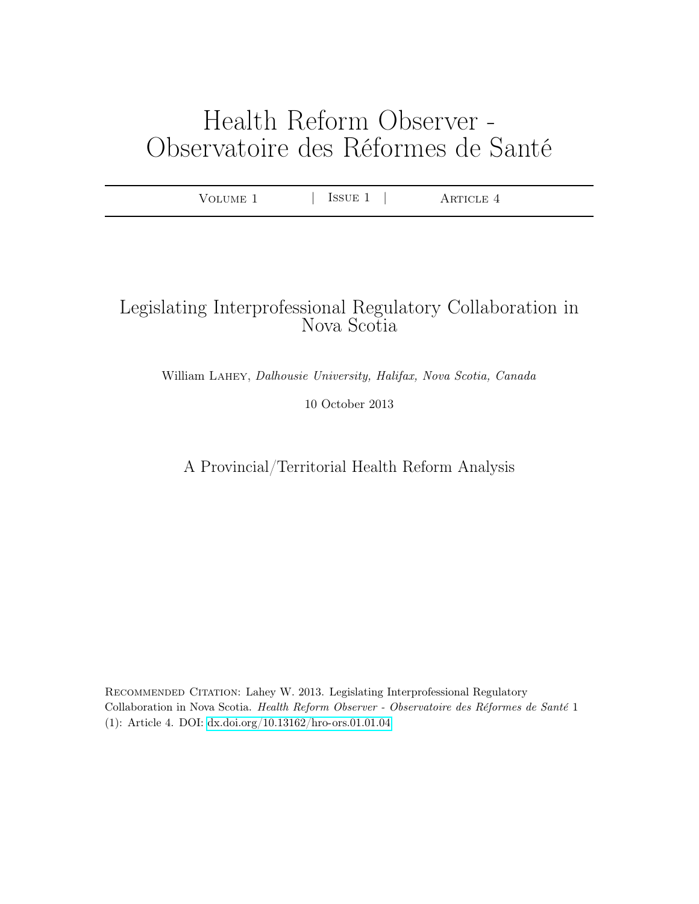# Health Reform Observer - Observatoire des Réformes de Santé

Volume 1 | Issue 1 | Article 4

## Legislating Interprofessional Regulatory Collaboration in Nova Scotia

William Lahey, *Dalhousie University, Halifax, Nova Scotia, Canada*

10 October 2013

### A Provincial/Territorial Health Reform Analysis

Recommended Citation: Lahey W. 2013. Legislating Interprofessional Regulatory Collaboration in Nova Scotia. *Health Reform Observer - Observatoire des Réformes de Santé* 1 (1): Article 4. DOI: dx.doi.org/10.13162/hro-ors.01.01.04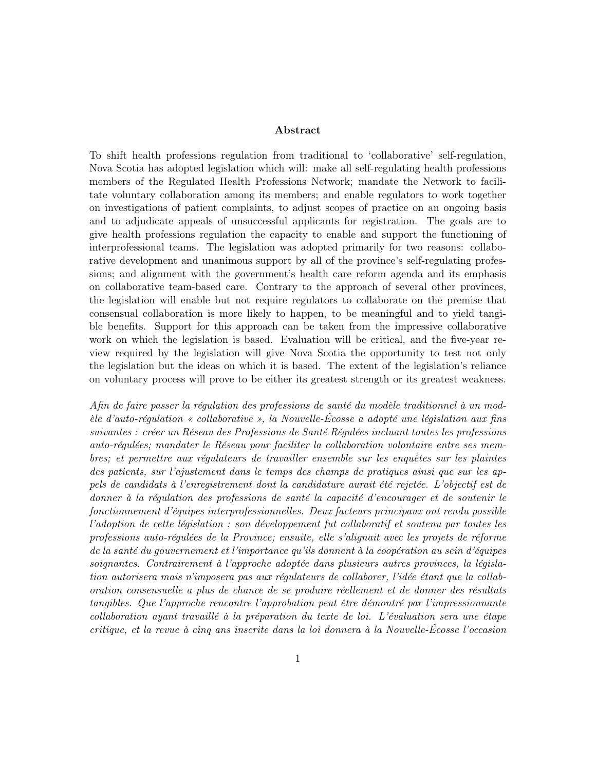## Abstract

To shift health professions regulation from traditional to 'collaborative' self-regulation, Nova Scotia has adopted legislation which will: make all self-regulating health professions members of the Regulated Health Professions Network; mandate the Network to facilitate voluntary collaboration among its members; and enable regulators to work together on investigations of patient complaints, to adjust scopes of practice on an ongoing basis and to adjudicate appeals of unsuccessful applicants for registration. The goals are to give health professions regulation the capacity to enable and support the functioning of interprofessional teams. The legislation was adopted primarily for two reasons: collaborative development and unanimous support by all of the province's self-regulating professions; and alignment with the government's health care reform agenda and its emphasis on collaborative team-based care. Contrary to the approach of several other provinces, the legislation will enable but not require regulators to collaborate on the premise that consensual collaboration is more likely to happen, to be meaningful and to yield tangible benefits. Support for this approach can be taken from the impressive collaborative work on which the legislation is based. Evaluation will be critical, and the five-year review required by the legislation will give Nova Scotia the opportunity to test not only the legislation but the ideas on which it is based. The extent of the legislation's reliance on voluntary process will prove to be either its greatest strength or its greatest weakness.

*Afin de faire passer la régulation des professions de santé du modèle traditionnel à un modèle d'auto-régulation « collaborative », la Nouvelle-Écosse a adopté une législation aux fins suivantes : créer un Réseau des Professions de Santé Régulées incluant toutes les professions auto-régulées; mandater le Réseau pour faciliter la collaboration volontaire entre ses membres; et permettre aux régulateurs de travailler ensemble sur les enquêtes sur les plaintes des patients, sur l'ajustement dans le temps des champs de pratiques ainsi que sur les appels de candidats à l'enregistrement dont la candidature aurait été rejetée. L'objectif est de donner à la régulation des professions de santé la capacité d'encourager et de soutenir le fonctionnement d'équipes interprofessionnelles. Deux facteurs principaux ont rendu possible l'adoption de cette législation : son développement fut collaboratif et soutenu par toutes les professions auto-régulées de la Province; ensuite, elle s'alignait avec les projets de réforme de la santé du gouvernement et l'importance qu'ils donnent à la coopération au sein d'équipes soignantes. Contrairement à l'approche adoptée dans plusieurs autres provinces, la législation autorisera mais n'imposera pas aux régulateurs de collaborer, l'idée étant que la collaboration consensuelle a plus de chance de se produire réellement et de donner des résultats tangibles. Que l'approche rencontre l'approbation peut être démontré par l'impressionnante collaboration ayant travaillé à la préparation du texte de loi. L'évaluation sera une étape critique, et la revue à cinq ans inscrite dans la loi donnera à la Nouvelle-Écosse l'occasion*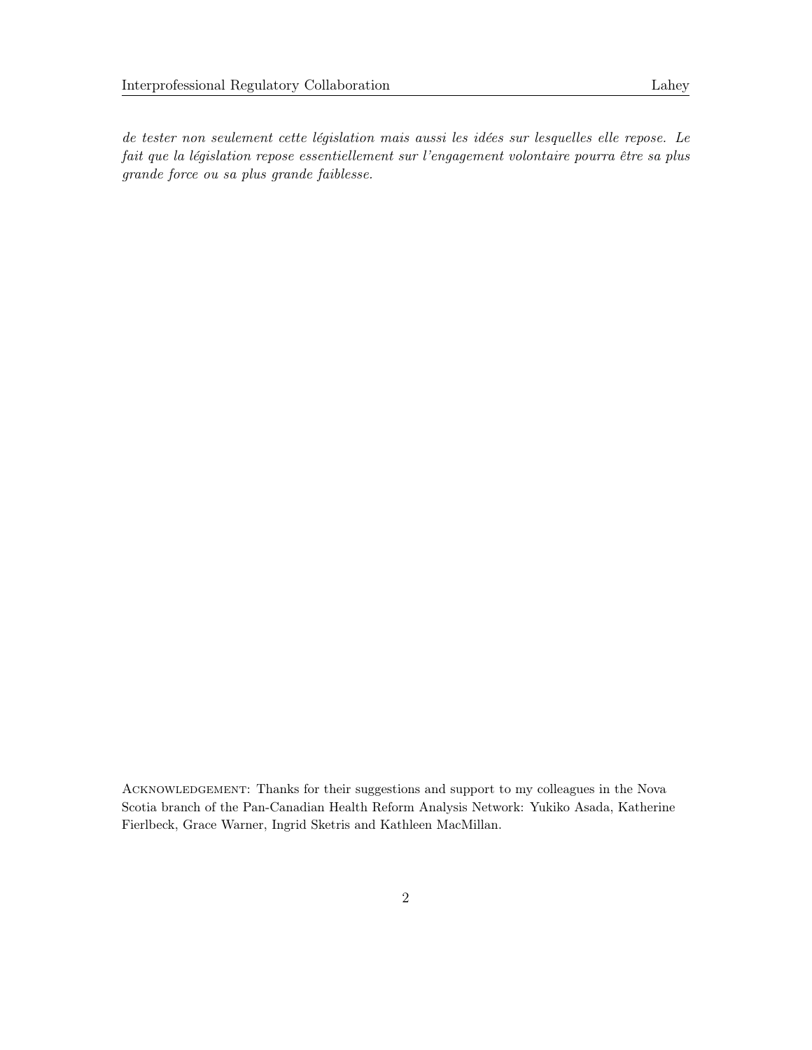*de tester non seulement cette législation mais aussi les idées sur lesquelles elle repose. Le fait que la législation repose essentiellement sur l'engagement volontaire pourra être sa plus grande force ou sa plus grande faiblesse.*

ACKNOWLEDGEMENT: Thanks for their suggestions and support to my colleagues in the Nova Scotia branch of the Pan-Canadian Health Reform Analysis Network: Yukiko Asada, Katherine Fierlbeck, Grace Warner, Ingrid Sketris and Kathleen MacMillan.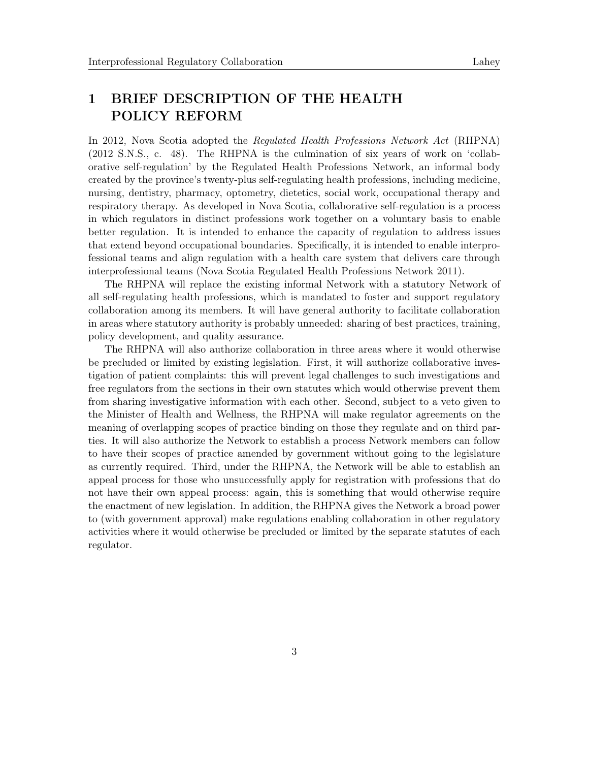# 1 BRIEF DESCRIPTION OF THE HEALTH POLICY REFORM

In 2012, Nova Scotia adopted the *Regulated Health Professions Network Act* (RHPNA) (2012 S.N.S., c. 48). The RHPNA is the culmination of six years of work on 'collaborative self-regulation' by the Regulated Health Professions Network, an informal body created by the province's twenty-plus self-regulating health professions, including medicine, nursing, dentistry, pharmacy, optometry, dietetics, social work, occupational therapy and respiratory therapy. As developed in Nova Scotia, collaborative self-regulation is a process in which regulators in distinct professions work together on a voluntary basis to enable better regulation. It is intended to enhance the capacity of regulation to address issues that extend beyond occupational boundaries. Specifically, it is intended to enable interprofessional teams and align regulation with a health care system that delivers care through interprofessional teams (Nova Scotia Regulated Health Professions Network 2011).

The RHPNA will replace the existing informal Network with a statutory Network of all self-regulating health professions, which is mandated to foster and support regulatory collaboration among its members. It will have general authority to facilitate collaboration in areas where statutory authority is probably unneeded: sharing of best practices, training, policy development, and quality assurance.

The RHPNA will also authorize collaboration in three areas where it would otherwise be precluded or limited by existing legislation. First, it will authorize collaborative investigation of patient complaints: this will prevent legal challenges to such investigations and free regulators from the sections in their own statutes which would otherwise prevent them from sharing investigative information with each other. Second, subject to a veto given to the Minister of Health and Wellness, the RHPNA will make regulator agreements on the meaning of overlapping scopes of practice binding on those they regulate and on third parties. It will also authorize the Network to establish a process Network members can follow to have their scopes of practice amended by government without going to the legislature as currently required. Third, under the RHPNA, the Network will be able to establish an appeal process for those who unsuccessfully apply for registration with professions that do not have their own appeal process: again, this is something that would otherwise require the enactment of new legislation. In addition, the RHPNA gives the Network a broad power to (with government approval) make regulations enabling collaboration in other regulatory activities where it would otherwise be precluded or limited by the separate statutes of each regulator.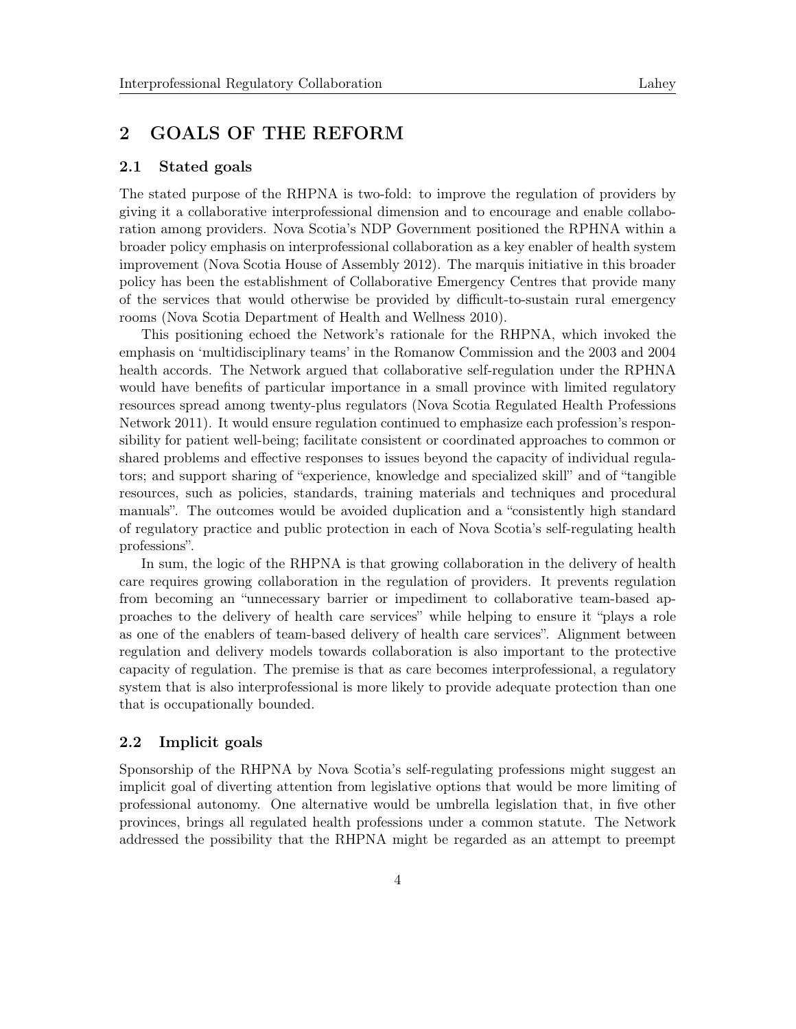## 2 GOALS OF THE REFORM

### 2.1 Stated goals

The stated purpose of the RHPNA is two-fold: to improve the regulation of providers by giving it a collaborative interprofessional dimension and to encourage and enable collaboration among providers. Nova Scotia's NDP Government positioned the RPHNA within a broader policy emphasis on interprofessional collaboration as a key enabler of health system improvement (Nova Scotia House of Assembly 2012). The marquis initiative in this broader policy has been the establishment of Collaborative Emergency Centres that provide many of the services that would otherwise be provided by difficult-to-sustain rural emergency rooms (Nova Scotia Department of Health and Wellness 2010).

This positioning echoed the Network's rationale for the RHPNA, which invoked the emphasis on 'multidisciplinary teams' in the Romanow Commission and the 2003 and 2004 health accords. The Network argued that collaborative self-regulation under the RPHNA would have benefits of particular importance in a small province with limited regulatory resources spread among twenty-plus regulators (Nova Scotia Regulated Health Professions Network 2011). It would ensure regulation continued to emphasize each profession's responsibility for patient well-being; facilitate consistent or coordinated approaches to common or shared problems and effective responses to issues beyond the capacity of individual regulators; and support sharing of "experience, knowledge and specialized skill" and of "tangible resources, such as policies, standards, training materials and techniques and procedural manuals". The outcomes would be avoided duplication and a "consistently high standard of regulatory practice and public protection in each of Nova Scotia's self-regulating health professions".

In sum, the logic of the RHPNA is that growing collaboration in the delivery of health care requires growing collaboration in the regulation of providers. It prevents regulation from becoming an "unnecessary barrier or impediment to collaborative team-based approaches to the delivery of health care services" while helping to ensure it "plays a role as one of the enablers of team-based delivery of health care services". Alignment between regulation and delivery models towards collaboration is also important to the protective capacity of regulation. The premise is that as care becomes interprofessional, a regulatory system that is also interprofessional is more likely to provide adequate protection than one that is occupationally bounded.

### 2.2 Implicit goals

Sponsorship of the RHPNA by Nova Scotia's self-regulating professions might suggest an implicit goal of diverting attention from legislative options that would be more limiting of professional autonomy. One alternative would be umbrella legislation that, in five other provinces, brings all regulated health professions under a common statute. The Network addressed the possibility that the RHPNA might be regarded as an attempt to preempt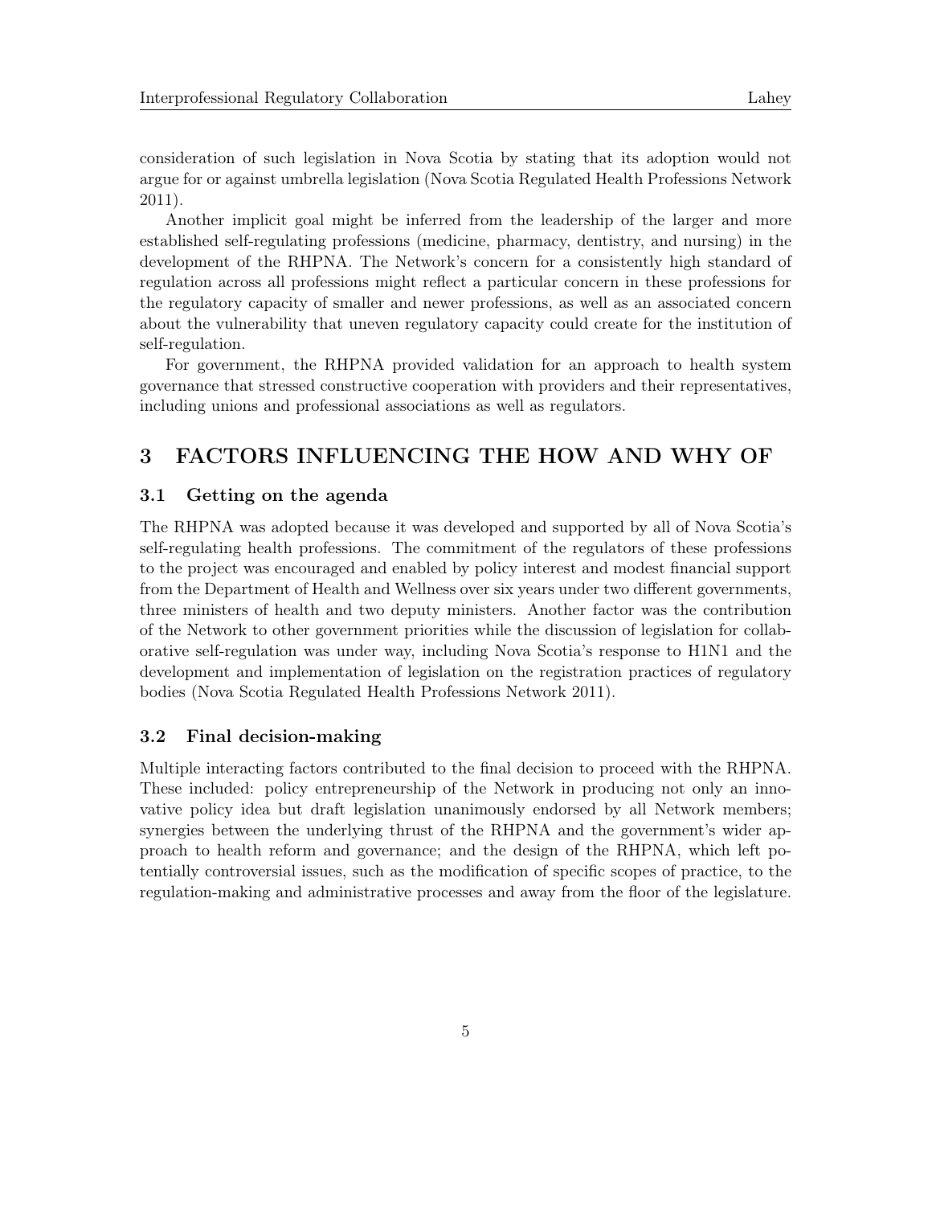consideration of such legislation in Nova Scotia by stating that its adoption would not argue for or against umbrella legislation (Nova Scotia Regulated Health Professions Network 2011).

Another implicit goal might be inferred from the leadership of the larger and more established self-regulating professions (medicine, pharmacy, dentistry, and nursing) in the development of the RHPNA. The Network's concern for a consistently high standard of regulation across all professions might reflect a particular concern in these professions for the regulatory capacity of smaller and newer professions, as well as an associated concern about the vulnerability that uneven regulatory capacity could create for the institution of self-regulation.

For government, the RHPNA provided validation for an approach to health system governance that stressed constructive cooperation with providers and their representatives, including unions and professional associations as well as regulators.

## 3 FACTORS INFLUENCING THE HOW AND WHY OF

### 3.1 Getting on the agenda

The RHPNA was adopted because it was developed and supported by all of Nova Scotia's self-regulating health professions. The commitment of the regulators of these professions to the project was encouraged and enabled by policy interest and modest financial support from the Department of Health and Wellness over six years under two different governments, three ministers of health and two deputy ministers. Another factor was the contribution of the Network to other government priorities while the discussion of legislation for collaborative self-regulation was under way, including Nova Scotia's response to H1N1 and the development and implementation of legislation on the registration practices of regulatory bodies (Nova Scotia Regulated Health Professions Network 2011).

### 3.2 Final decision-making

Multiple interacting factors contributed to the final decision to proceed with the RHPNA. These included: policy entrepreneurship of the Network in producing not only an innovative policy idea but draft legislation unanimously endorsed by all Network members; synergies between the underlying thrust of the RHPNA and the government's wider approach to health reform and governance; and the design of the RHPNA, which left potentially controversial issues, such as the modification of specific scopes of practice, to the regulation-making and administrative processes and away from the floor of the legislature.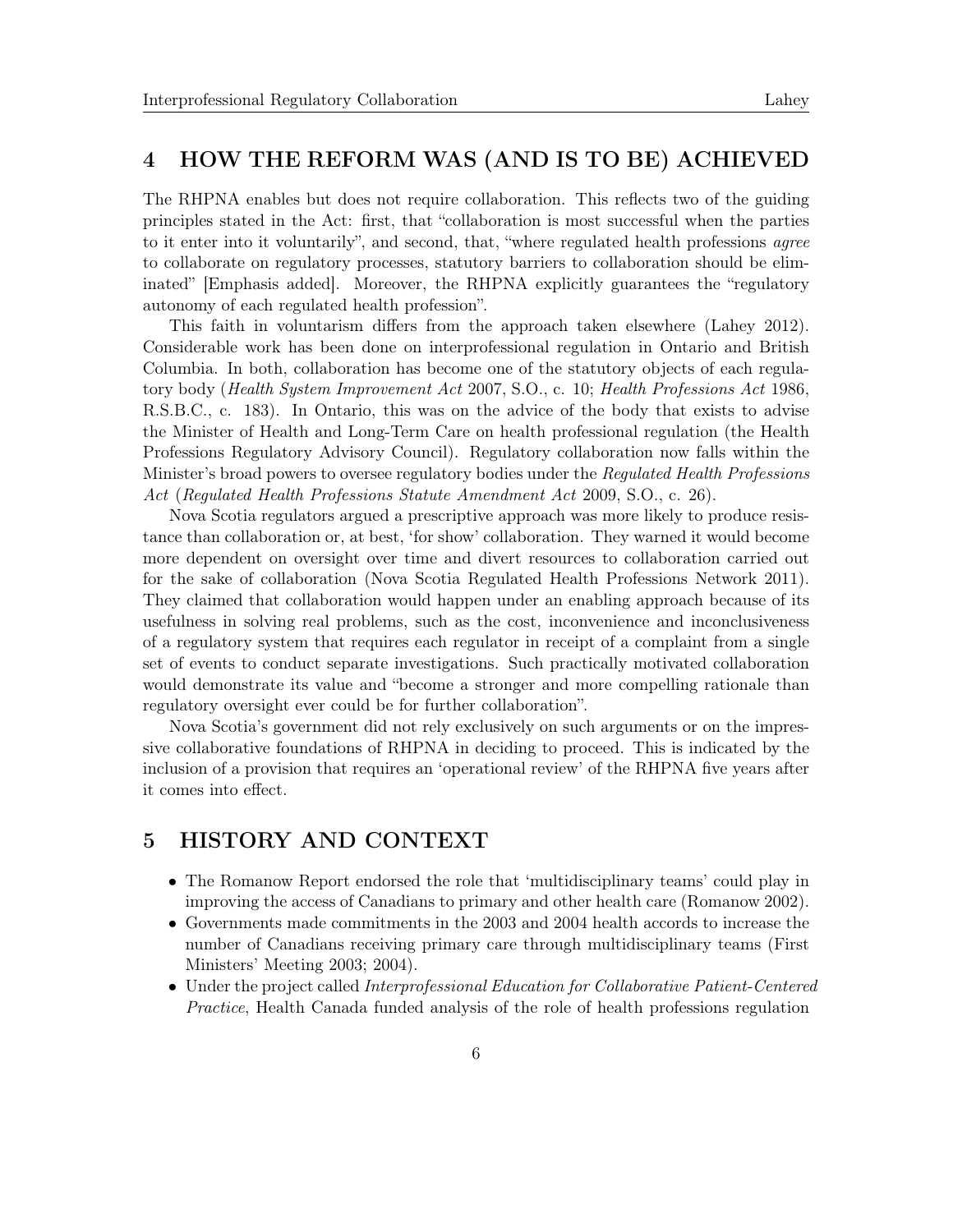## 4 HOW THE REFORM WAS (AND IS TO BE) ACHIEVED

The RHPNA enables but does not require collaboration. This reflects two of the guiding principles stated in the Act: first, that "collaboration is most successful when the parties to it enter into it voluntarily", and second, that, "where regulated health professions *agree* to collaborate on regulatory processes, statutory barriers to collaboration should be eliminated" [Emphasis added]. Moreover, the RHPNA explicitly guarantees the "regulatory autonomy of each regulated health profession".

This faith in voluntarism differs from the approach taken elsewhere (Lahey 2012). Considerable work has been done on interprofessional regulation in Ontario and British Columbia. In both, collaboration has become one of the statutory objects of each regulatory body (*Health System Improvement Act* 2007, S.O., c. 10; *Health Professions Act* 1986, R.S.B.C., c. 183). In Ontario, this was on the advice of the body that exists to advise the Minister of Health and Long-Term Care on health professional regulation (the Health Professions Regulatory Advisory Council). Regulatory collaboration now falls within the Minister's broad powers to oversee regulatory bodies under the *Regulated Health Professions Act* (*Regulated Health Professions Statute Amendment Act* 2009, S.O., c. 26).

Nova Scotia regulators argued a prescriptive approach was more likely to produce resistance than collaboration or, at best, 'for show' collaboration. They warned it would become more dependent on oversight over time and divert resources to collaboration carried out for the sake of collaboration (Nova Scotia Regulated Health Professions Network 2011). They claimed that collaboration would happen under an enabling approach because of its usefulness in solving real problems, such as the cost, inconvenience and inconclusiveness of a regulatory system that requires each regulator in receipt of a complaint from a single set of events to conduct separate investigations. Such practically motivated collaboration would demonstrate its value and "become a stronger and more compelling rationale than regulatory oversight ever could be for further collaboration".

Nova Scotia's government did not rely exclusively on such arguments or on the impressive collaborative foundations of RHPNA in deciding to proceed. This is indicated by the inclusion of a provision that requires an 'operational review' of the RHPNA five years after it comes into effect.

## 5 HISTORY AND CONTEXT

- The Romanow Report endorsed the role that 'multidisciplinary teams' could play in improving the access of Canadians to primary and other health care (Romanow 2002).
- Governments made commitments in the 2003 and 2004 health accords to increase the number of Canadians receiving primary care through multidisciplinary teams (First Ministers' Meeting 2003; 2004).
- Under the project called *Interprofessional Education for Collaborative Patient-Centered Practice*, Health Canada funded analysis of the role of health professions regulation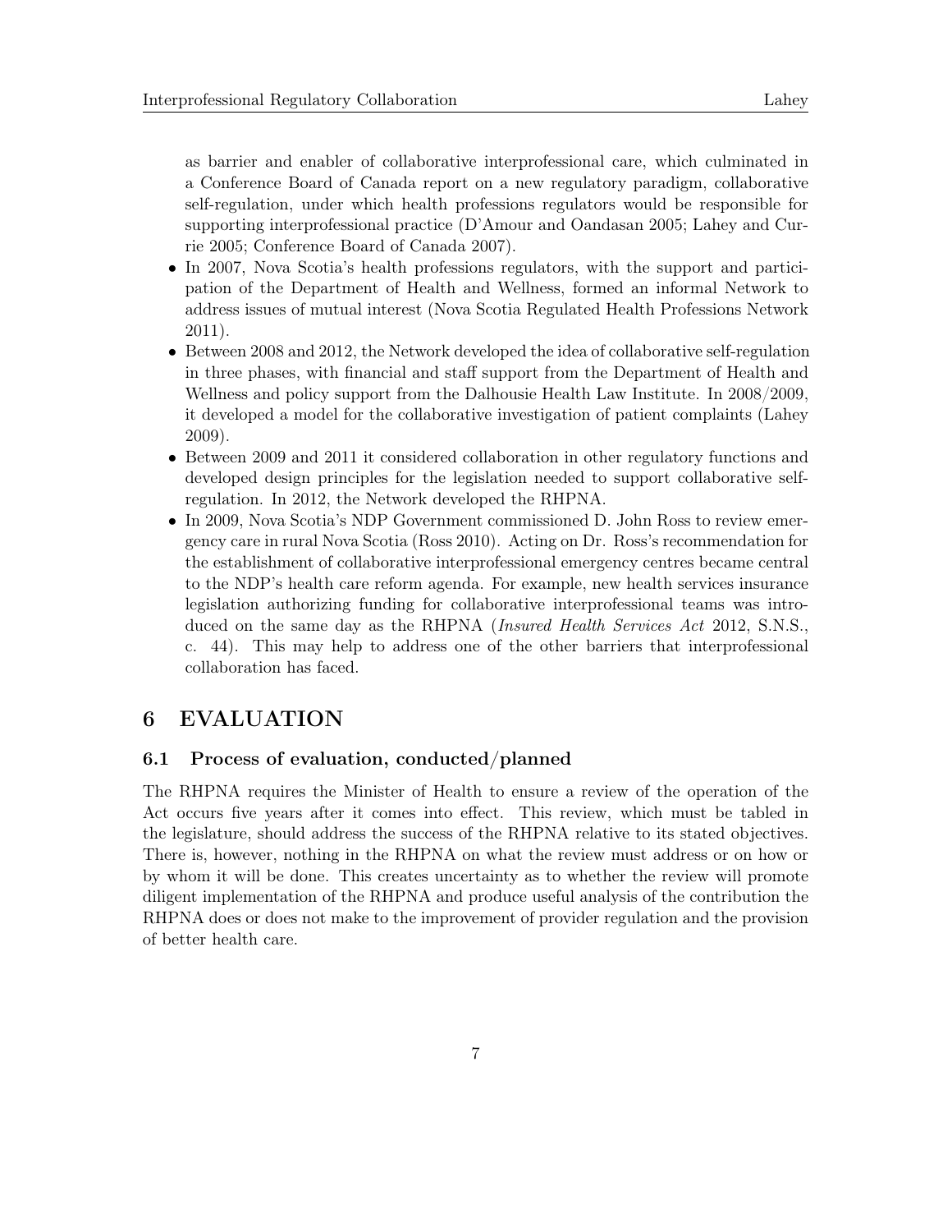as barrier and enabler of collaborative interprofessional care, which culminated in a Conference Board of Canada report on a new regulatory paradigm, collaborative self-regulation, under which health professions regulators would be responsible for supporting interprofessional practice (D'Amour and Oandasan 2005; Lahey and Currie 2005; Conference Board of Canada 2007).

- In 2007, Nova Scotia's health professions regulators, with the support and participation of the Department of Health and Wellness, formed an informal Network to address issues of mutual interest (Nova Scotia Regulated Health Professions Network 2011).
- Between 2008 and 2012, the Network developed the idea of collaborative self-regulation in three phases, with financial and staff support from the Department of Health and Wellness and policy support from the Dalhousie Health Law Institute. In 2008/2009, it developed a model for the collaborative investigation of patient complaints (Lahey 2009).
- Between 2009 and 2011 it considered collaboration in other regulatory functions and developed design principles for the legislation needed to support collaborative self-regulation. In 2012, the Network developed the RHPNA.
- In 2009, Nova Scotia's NDP Government commissioned D. John Ross to review emergency care in rural Nova Scotia (Ross 2010). Acting on Dr. Ross's recommendation for the establishment of collaborative interprofessional emergency centres became central to the NDP's health care reform agenda. For example, new health services insurance legislation authorizing funding for collaborative interprofessional teams was introduced on the same day as the RHPNA (*Insured Health Services Act* 2012, S.N.S., c. 44). This may help to address one of the other barriers that interprofessional collaboration has faced.

# 6 EVALUATION

## 6.1 Process of evaluation, conducted/planned

The RHPNA requires the Minister of Health to ensure a review of the operation of the Act occurs five years after it comes into effect. This review, which must be tabled in the legislature, should address the success of the RHPNA relative to its stated objectives. There is, however, nothing in the RHPNA on what the review must address or on how or by whom it will be done. This creates uncertainty as to whether the review will promote diligent implementation of the RHPNA and produce useful analysis of the contribution the RHPNA does or does not make to the improvement of provider regulation and the provision of better health care.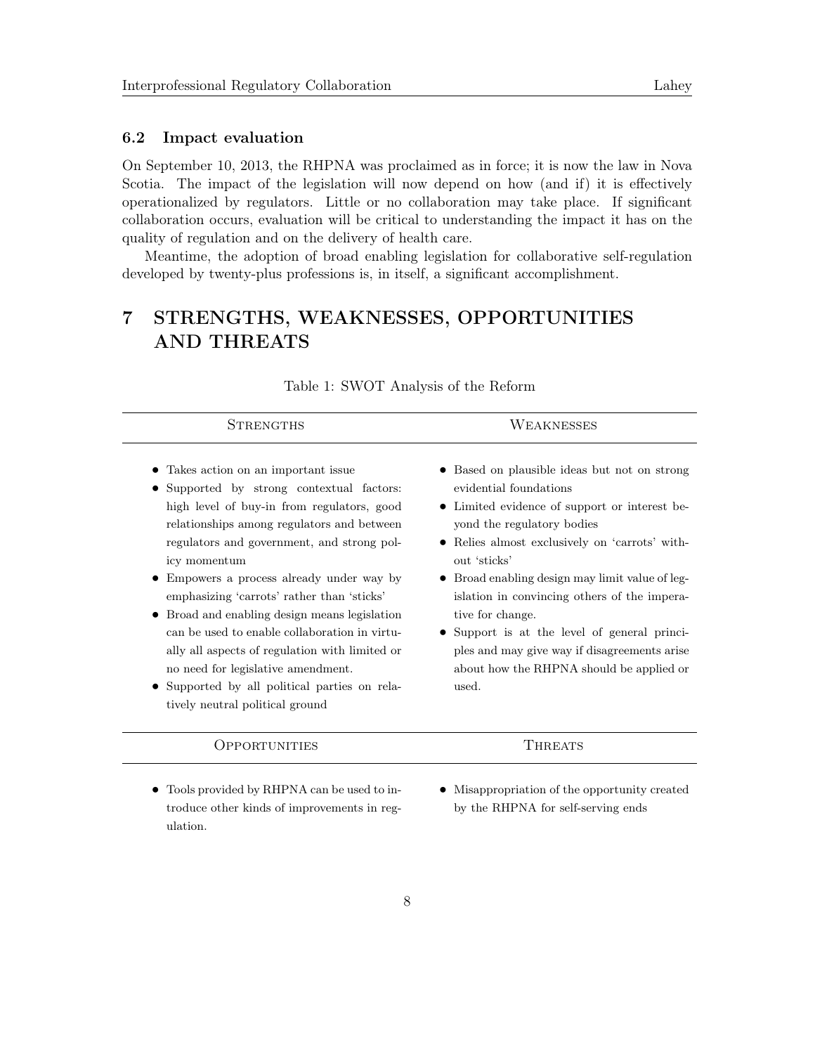### 6.2 Impact evaluation

On September 10, 2013, the RHPNA was proclaimed as in force; it is now the law in Nova Scotia. The impact of the legislation will now depend on how (and if) it is effectively operationalized by regulators. Little or no collaboration may take place. If significant collaboration occurs, evaluation will be critical to understanding the impact it has on the quality of regulation and on the delivery of health care.

Meantime, the adoption of broad enabling legislation for collaborative self-regulation developed by twenty-plus professions is, in itself, a significant accomplishment.

## 7 STRENGTHS, WEAKNESSES, OPPORTUNITIES AND THREATS

Table 1: SWOT Analysis of the Reform

| Strengths | Weaknesses |
| --- | --- |
| • Takes action on an important issue<br>• Supported by strong contextual factors: high level of buy-in from regulators, good relationships among regulators and between regulators and government, and strong policy momentum<br>• Empowers a process already under way by emphasizing 'carrots' rather than 'sticks'<br>• Broad and enabling design means legislation can be used to enable collaboration in virtually all aspects of regulation with limited or no need for legislative amendment.<br>• Supported by all political parties on relatively neutral political ground | • Based on plausible ideas but not on strong evidential foundations<br>• Limited evidence of support or interest beyond the regulatory bodies<br>• Relies almost exclusively on 'carrots' without 'sticks'<br>• Broad enabling design may limit value of legislation in convincing others of the imperative for change.<br>• Support is at the level of general principles and may give way if disagreements arise about how the RHPNA should be applied or used. |
| **Opportunities** | **Threats** |
| • Tools provided by RHPNA can be used to introduce other kinds of improvements in regulation. | • Misappropriation of the opportunity created by the RHPNA for self-serving ends |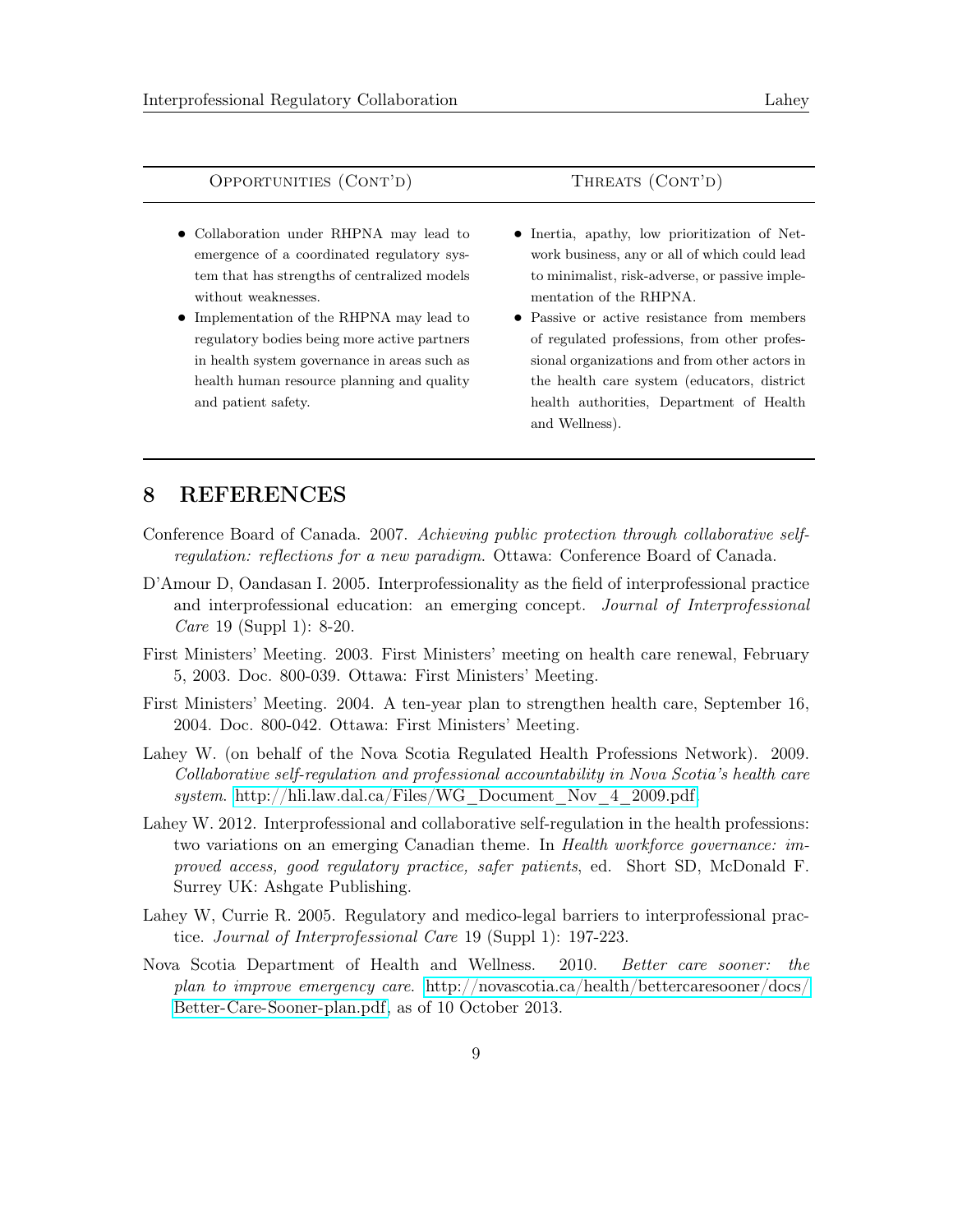| Opportunities (Cont'd) | Threats (Cont'd) |
| --- | --- |
| • Collaboration under RHPNA may lead to emergence of a coordinated regulatory system that has strengths of centralized models without weaknesses.<br>• Implementation of the RHPNA may lead to regulatory bodies being more active partners in health system governance in areas such as health human resource planning and quality and patient safety. | • Inertia, apathy, low prioritization of Network business, any or all of which could lead to minimalist, risk-adverse, or passive implementation of the RHPNA.<br>• Passive or active resistance from members of regulated professions, from other professional organizations and from other actors in the health care system (educators, district health authorities, Department of Health and Wellness). |

## 8 REFERENCES

Conference Board of Canada. 2007. *Achieving public protection through collaborative self-regulation: reflections for a new paradigm*. Ottawa: Conference Board of Canada.

D'Amour D, Oandasan I. 2005. Interprofessionality as the field of interprofessional practice and interprofessional education: an emerging concept. *Journal of Interprofessional Care* 19 (Suppl 1): 8-20.

First Ministers' Meeting. 2003. First Ministers' meeting on health care renewal, February 5, 2003. Doc. 800-039. Ottawa: First Ministers' Meeting.

First Ministers' Meeting. 2004. A ten-year plan to strengthen health care, September 16, 2004. Doc. 800-042. Ottawa: First Ministers' Meeting.

Lahey W. (on behalf of the Nova Scotia Regulated Health Professions Network). 2009. *Collaborative self-regulation and professional accountability in Nova Scotia's health care system*. http://hli.law.dal.ca/Files/WG_Document_Nov_4_2009.pdf.

Lahey W. 2012. Interprofessional and collaborative self-regulation in the health professions: two variations on an emerging Canadian theme. In *Health workforce governance: improved access, good regulatory practice, safer patients*, ed. Short SD, McDonald F. Surrey UK: Ashgate Publishing.

Lahey W, Currie R. 2005. Regulatory and medico-legal barriers to interprofessional practice. *Journal of Interprofessional Care* 19 (Suppl 1): 197-223.

Nova Scotia Department of Health and Wellness. 2010. *Better care sooner: the plan to improve emergency care*. http://novascotia.ca/health/bettercaresooner/docs/Better-Care-Sooner-plan.pdf, as of 10 October 2013.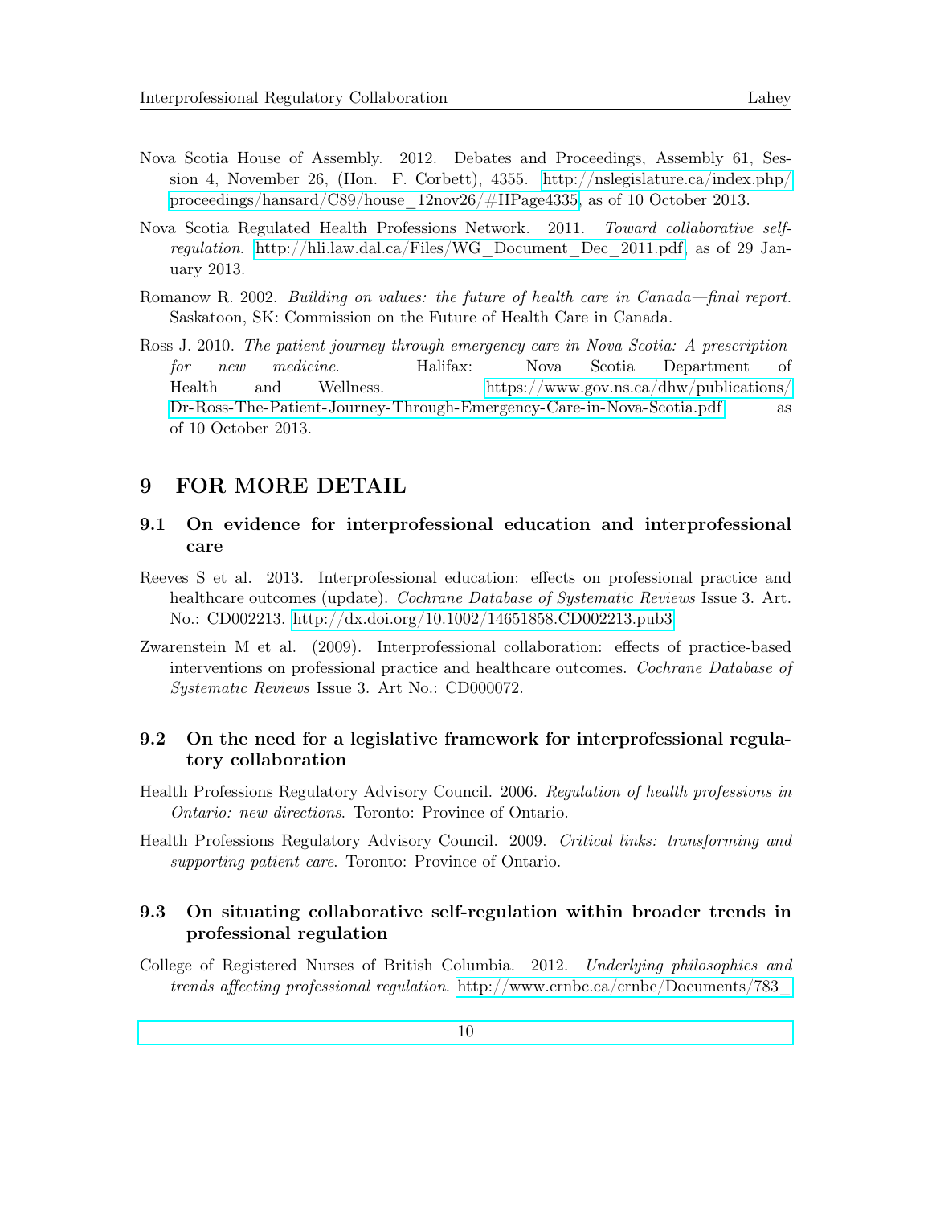Nova Scotia House of Assembly. 2012. Debates and Proceedings, Assembly 61, Session 4, November 26, (Hon. F. Corbett), 4355. http://nslegislature.ca/index.php/proceedings/hansard/C89/house_12nov26/#HPage4335, as of 10 October 2013.

Nova Scotia Regulated Health Professions Network. 2011. *Toward collaborative self-regulation*. http://hli.law.dal.ca/Files/WG_Document_Dec_2011.pdf, as of 29 January 2013.

Romanow R. 2002. *Building on values: the future of health care in Canada—final report.* Saskatoon, SK: Commission on the Future of Health Care in Canada.

Ross J. 2010. *The patient journey through emergency care in Nova Scotia: A prescription for new medicine.* Halifax: Nova Scotia Department of Health and Wellness. https://www.gov.ns.ca/dhw/publications/Dr-Ross-The-Patient-Journey-Through-Emergency-Care-in-Nova-Scotia.pdf, as of 10 October 2013.

# 9 FOR MORE DETAIL

## 9.1 On evidence for interprofessional education and interprofessional care

Reeves S et al. 2013. Interprofessional education: effects on professional practice and healthcare outcomes (update). *Cochrane Database of Systematic Reviews* Issue 3. Art. No.: CD002213. http://dx.doi.org/10.1002/14651858.CD002213.pub3

Zwarenstein M et al. (2009). Interprofessional collaboration: effects of practice-based interventions on professional practice and healthcare outcomes. *Cochrane Database of Systematic Reviews* Issue 3. Art No.: CD000072.

## 9.2 On the need for a legislative framework for interprofessional regulatory collaboration

Health Professions Regulatory Advisory Council. 2006. *Regulation of health professions in Ontario: new directions*. Toronto: Province of Ontario.

Health Professions Regulatory Advisory Council. 2009. *Critical links: transforming and supporting patient care*. Toronto: Province of Ontario.

## 9.3 On situating collaborative self-regulation within broader trends in professional regulation

College of Registered Nurses of British Columbia. 2012. *Underlying philosophies and trends affecting professional regulation*. http://www.crnbc.ca/crnbc/Documents/783_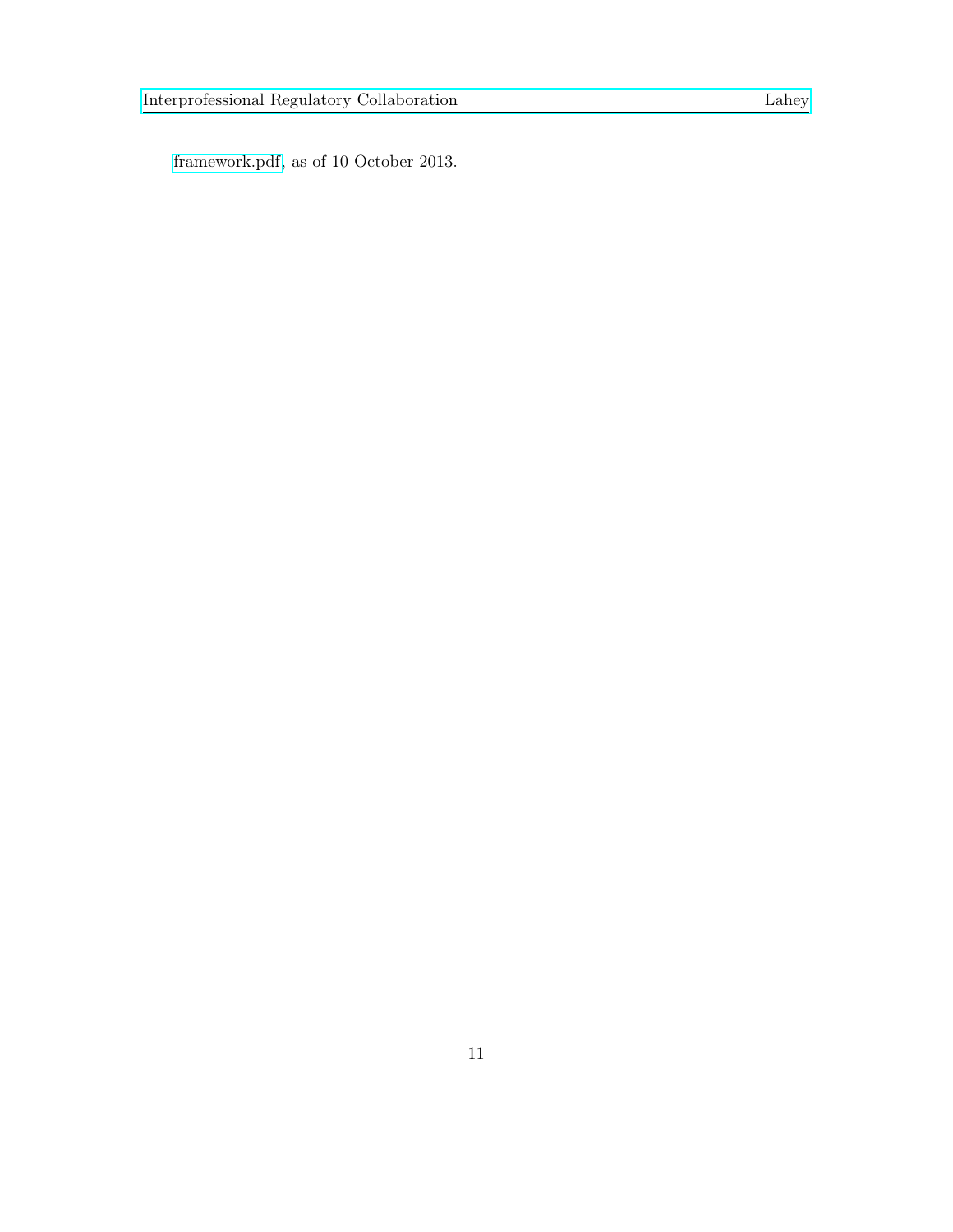framework.pdf, as of 10 October 2013.